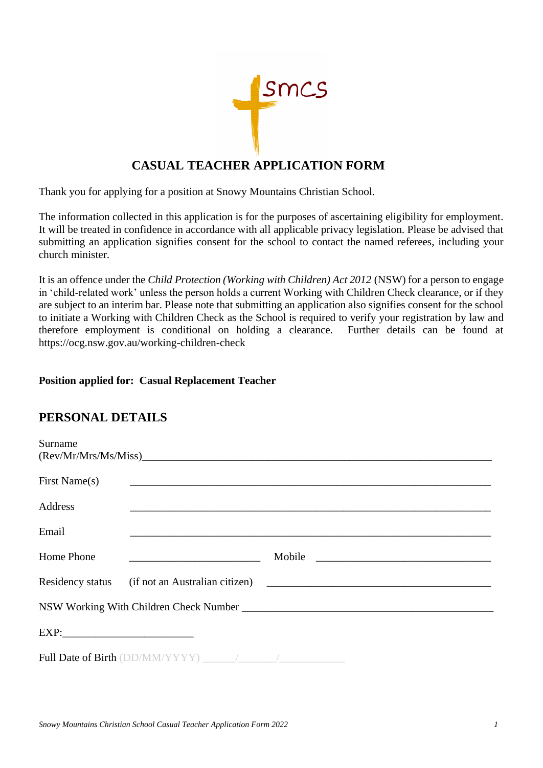smcs

# CASUAL TEACHER APPLICATION FORM

Thank you for applying for a position at Snowy Mountains Christian School.

The information collected in this application is for the purposes of ascertaining eligibility for employment. It will be treated in confidence in accordance with all applicable privacy legislation. Please be advised that submitting an application signifies consent for the school to contact the named referees, including your church minister.

It is an offence under the *Child Protection (Working with Children) Act 2012* (NSW) for a person to engage in 'child-related work' unless the person holds a current Working with Children Check clearance, or if they are subject to an interim bar. Please note that submitting an application also signifies consent for the school to initiate a Working with Children Check as the School is required to verify your registration by law and therefore employment is conditional on holding a clearance. Further details can be found at https://ocg.nsw.gov.au/working-children-check

**Position applied for: Casual Replacement Teacher**

## PERSONAL DETAILS

Surname (Rev/Mr/Mrs/Ms/Miss)\_\_\_\_\_\_\_\_\_\_\_\_\_\_\_\_\_\_\_\_\_\_\_\_\_\_\_\_\_\_\_\_\_\_\_\_\_\_\_\_

First Name(s) \_\_\_\_\_\_\_\_\_\_\_\_\_\_\_\_\_\_\_\_\_\_\_\_\_\_\_\_\_\_\_\_\_\_\_\_\_\_\_\_

Address \_\_\_\_\_\_\_\_\_\_\_\_\_\_\_\_\_\_\_\_\_\_\_\_\_\_\_\_\_\_\_\_\_\_\_\_\_\_\_\_

Email \_\_\_\_\_\_\_\_\_\_\_\_\_\_\_\_\_\_\_\_\_\_\_\_\_\_\_\_\_\_\_\_\_\_\_\_\_\_\_\_

Home Phone \_\_\_\_\_\_\_\_\_\_\_\_\_\_\_\_\_\_\_\_ Mobile \_\_\_\_\_\_\_\_\_\_\_\_\_\_\_\_\_\_\_\_

Residency status (if not an Australian citizen) \_\_\_\_\_\_\_\_\_\_\_\_\_\_\_\_\_\_\_\_\_\_\_\_\_\_\_\_

NSW Working With Children Check Number \_\_\_\_\_\_\_\_\_\_\_\_\_\_\_\_\_\_\_\_\_\_\_\_\_\_\_\_

EXP:\_\_\_\_\_\_\_\_\_\_\_\_\_\_\_\_\_\_\_\_

Full Date of Birth (DD/MM/YYYY) \_\_\_\_\_\_/\_\_\_\_\_\_\_/\_\_\_\_\_\_\_\_\_\_\_\_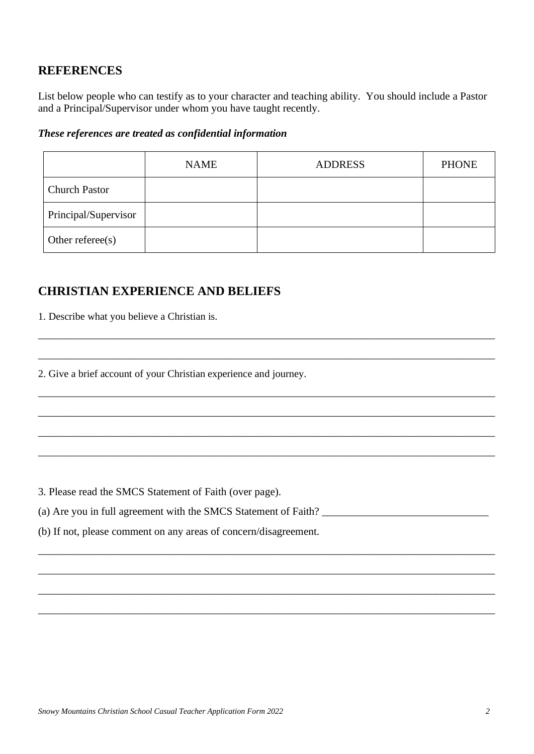## REFERENCES

List below people who can testify as to your character and teaching ability. You should include a Pastor and a Principal/Supervisor under whom you have taught recently.

***These references are treated as confidential information***

| | NAME | ADDRESS | PHONE |
|---|---|---|---|
| Church Pastor | | | |
| Principal/Supervisor | | | |
| Other referee(s) | | | |

## CHRISTIAN EXPERIENCE AND BELIEFS

1. Describe what you believe a Christian is.

_____________________________________________________________________________________

_____________________________________________________________________________________

2. Give a brief account of your Christian experience and journey.

_____________________________________________________________________________________

_____________________________________________________________________________________

_____________________________________________________________________________________

_____________________________________________________________________________________

3. Please read the SMCS Statement of Faith (over page).

(a) Are you in full agreement with the SMCS Statement of Faith? ______________________________

(b) If not, please comment on any areas of concern/disagreement.

_____________________________________________________________________________________

_____________________________________________________________________________________

_____________________________________________________________________________________

_____________________________________________________________________________________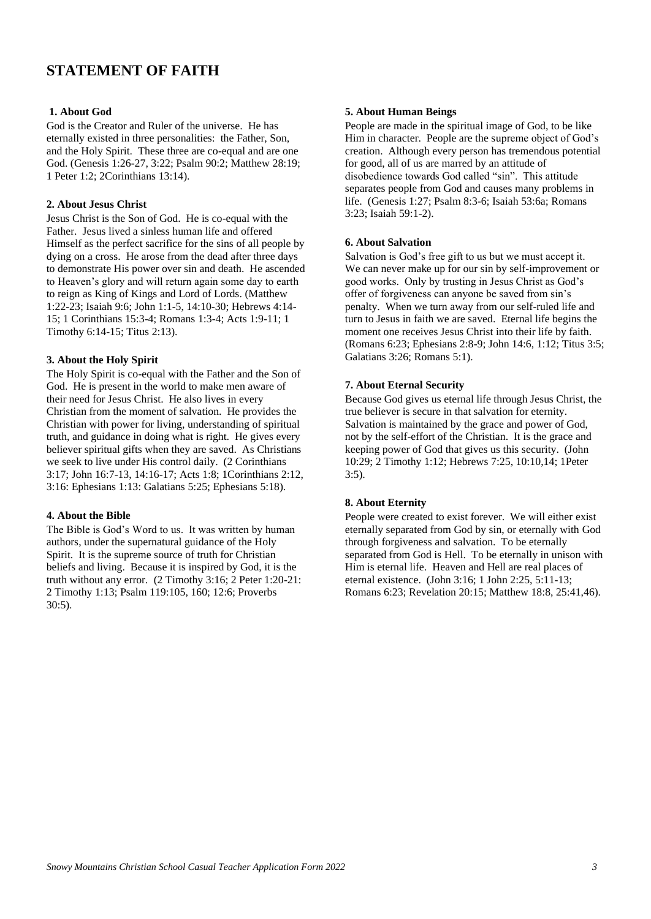# STATEMENT OF FAITH

### 1. About God

God is the Creator and Ruler of the universe. He has eternally existed in three personalities: the Father, Son, and the Holy Spirit. These three are co-equal and are one God. (Genesis 1:26-27, 3:22; Psalm 90:2; Matthew 28:19; 1 Peter 1:2; 2Corinthians 13:14).

### 2. About Jesus Christ

Jesus Christ is the Son of God. He is co-equal with the Father. Jesus lived a sinless human life and offered Himself as the perfect sacrifice for the sins of all people by dying on a cross. He arose from the dead after three days to demonstrate His power over sin and death. He ascended to Heaven's glory and will return again some day to earth to reign as King of Kings and Lord of Lords. (Matthew 1:22-23; Isaiah 9:6; John 1:1-5, 14:10-30; Hebrews 4:14-15; 1 Corinthians 15:3-4; Romans 1:3-4; Acts 1:9-11; 1 Timothy 6:14-15; Titus 2:13).

### 3. About the Holy Spirit

The Holy Spirit is co-equal with the Father and the Son of God. He is present in the world to make men aware of their need for Jesus Christ. He also lives in every Christian from the moment of salvation. He provides the Christian with power for living, understanding of spiritual truth, and guidance in doing what is right. He gives every believer spiritual gifts when they are saved. As Christians we seek to live under His control daily. (2 Corinthians 3:17; John 16:7-13, 14:16-17; Acts 1:8; 1Corinthians 2:12, 3:16: Ephesians 1:13: Galatians 5:25; Ephesians 5:18).

### 4. About the Bible

The Bible is God's Word to us. It was written by human authors, under the supernatural guidance of the Holy Spirit. It is the supreme source of truth for Christian beliefs and living. Because it is inspired by God, it is the truth without any error. (2 Timothy 3:16; 2 Peter 1:20-21: 2 Timothy 1:13; Psalm 119:105, 160; 12:6; Proverbs 30:5).

### 5. About Human Beings

People are made in the spiritual image of God, to be like Him in character. People are the supreme object of God's creation. Although every person has tremendous potential for good, all of us are marred by an attitude of disobedience towards God called "sin". This attitude separates people from God and causes many problems in life. (Genesis 1:27; Psalm 8:3-6; Isaiah 53:6a; Romans 3:23; Isaiah 59:1-2).

### 6. About Salvation

Salvation is God's free gift to us but we must accept it. We can never make up for our sin by self-improvement or good works. Only by trusting in Jesus Christ as God's offer of forgiveness can anyone be saved from sin's penalty. When we turn away from our self-ruled life and turn to Jesus in faith we are saved. Eternal life begins the moment one receives Jesus Christ into their life by faith. (Romans 6:23; Ephesians 2:8-9; John 14:6, 1:12; Titus 3:5; Galatians 3:26; Romans 5:1).

### 7. About Eternal Security

Because God gives us eternal life through Jesus Christ, the true believer is secure in that salvation for eternity. Salvation is maintained by the grace and power of God, not by the self-effort of the Christian. It is the grace and keeping power of God that gives us this security. (John 10:29; 2 Timothy 1:12; Hebrews 7:25, 10:10,14; 1Peter 3:5).

### 8. About Eternity

People were created to exist forever. We will either exist eternally separated from God by sin, or eternally with God through forgiveness and salvation. To be eternally separated from God is Hell. To be eternally in unison with Him is eternal life. Heaven and Hell are real places of eternal existence. (John 3:16; 1 John 2:25, 5:11-13; Romans 6:23; Revelation 20:15; Matthew 18:8, 25:41,46).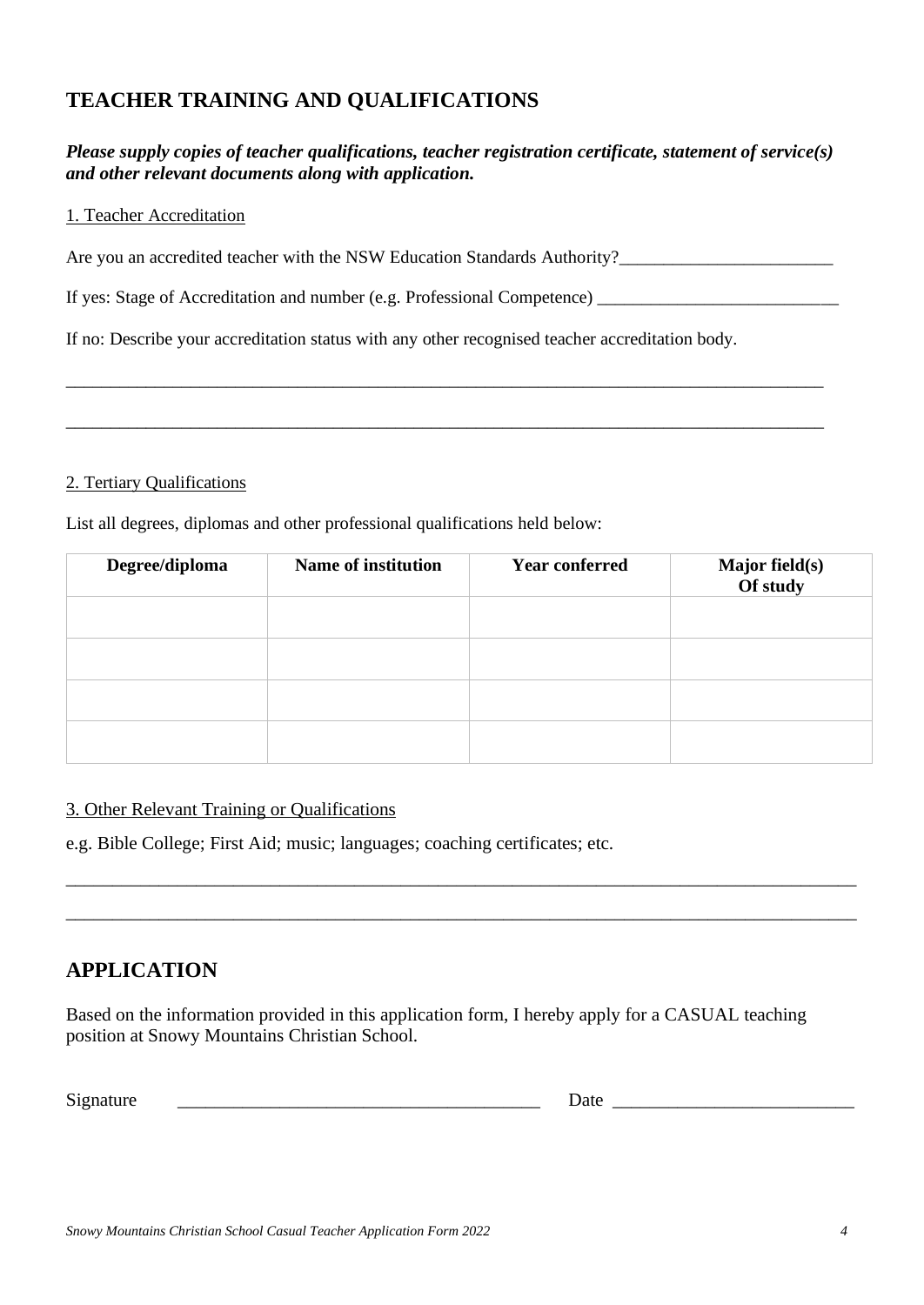## TEACHER TRAINING AND QUALIFICATIONS

***Please supply copies of teacher qualifications, teacher registration certificate, statement of service(s) and other relevant documents along with application.***

1. Teacher Accreditation

Are you an accredited teacher with the NSW Education Standards Authority?________________________

If yes: Stage of Accreditation and number (e.g. Professional Competence) ___________________________

If no: Describe your accreditation status with any other recognised teacher accreditation body.

_________________________________________________________________________________________

_________________________________________________________________________________________

2. Tertiary Qualifications

List all degrees, diplomas and other professional qualifications held below:

| Degree/diploma | Name of institution | Year conferred | Major field(s) Of study |
|---|---|---|---|
| | | | |
| | | | |
| | | | |
| | | | |

3. Other Relevant Training or Qualifications

e.g. Bible College; First Aid; music; languages; coaching certificates; etc.

_________________________________________________________________________________________

_________________________________________________________________________________________

## APPLICATION

Based on the information provided in this application form, I hereby apply for a CASUAL teaching position at Snowy Mountains Christian School.

Signature _______________________________________ Date __________________________